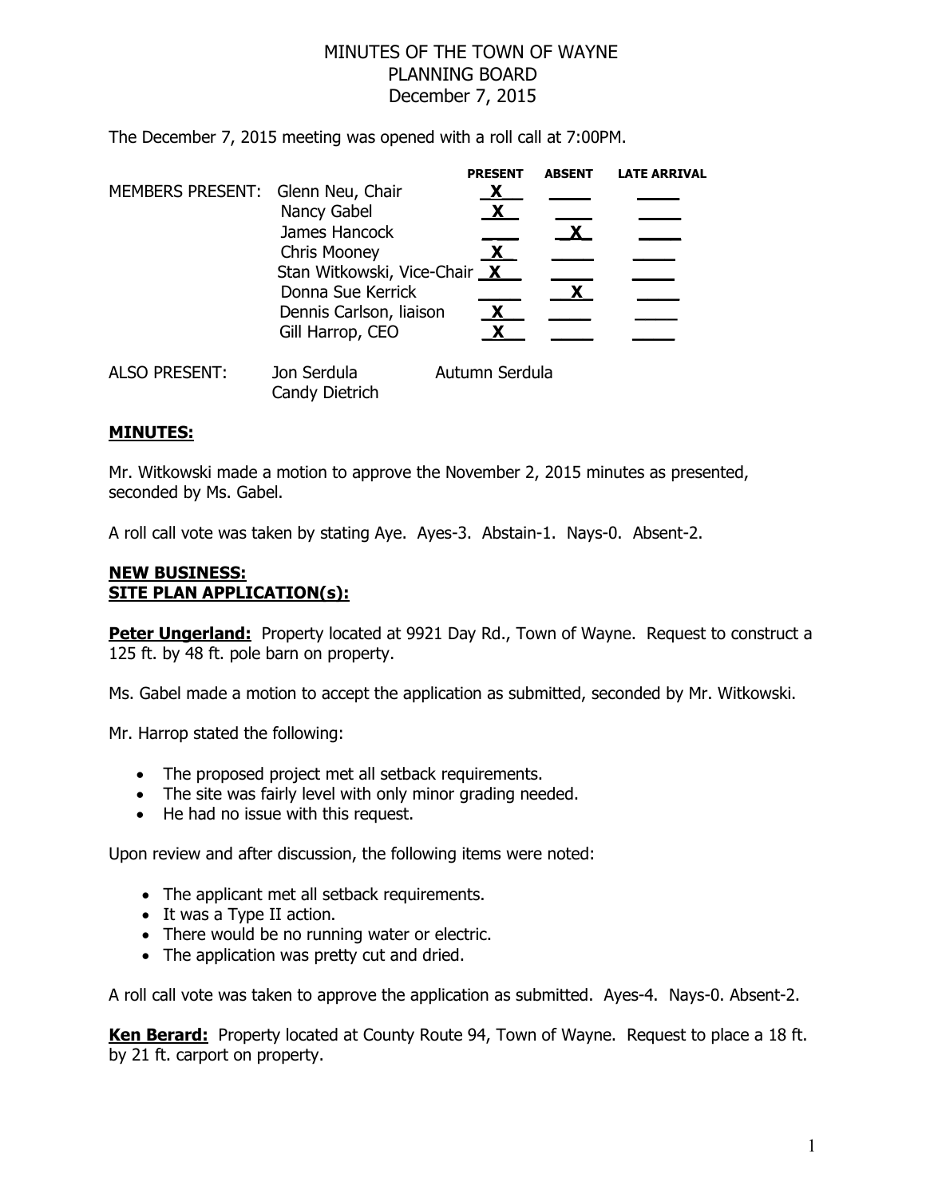# MINUTES OF THE TOWN OF WAYNE
# PLANNING BOARD
# December 7, 2015

The December 7, 2015 meeting was opened with a roll call at 7:00PM.

| MEMBERS PRESENT: | | PRESENT | ABSENT | LATE ARRIVAL |
|---|---|---|---|---|
| | Glenn Neu, Chair | X | | |
| | Nancy Gabel | X | | |
| | James Hancock | | X | |
| | Chris Mooney | X | | |
| | Stan Witkowski, Vice-Chair | X | | |
| | Donna Sue Kerrick | | X | |
| | Dennis Carlson, liaison | X | | |
| | Gill Harrop, CEO | X | | |

ALSO PRESENT: Jon Serdula, Autumn Serdula, Candy Dietrich

## MINUTES:

Mr. Witkowski made a motion to approve the November 2, 2015 minutes as presented, seconded by Ms. Gabel.

A roll call vote was taken by stating Aye. Ayes-3. Abstain-1. Nays-0. Absent-2.

## NEW BUSINESS:
## SITE PLAN APPLICATION(s):

**Peter Ungerland:** Property located at 9921 Day Rd., Town of Wayne. Request to construct a 125 ft. by 48 ft. pole barn on property.

Ms. Gabel made a motion to accept the application as submitted, seconded by Mr. Witkowski.

Mr. Harrop stated the following:

- The proposed project met all setback requirements.
- The site was fairly level with only minor grading needed.
- He had no issue with this request.

Upon review and after discussion, the following items were noted:

- The applicant met all setback requirements.
- It was a Type II action.
- There would be no running water or electric.
- The application was pretty cut and dried.

A roll call vote was taken to approve the application as submitted. Ayes-4. Nays-0. Absent-2.

**Ken Berard:** Property located at County Route 94, Town of Wayne. Request to place a 18 ft. by 21 ft. carport on property.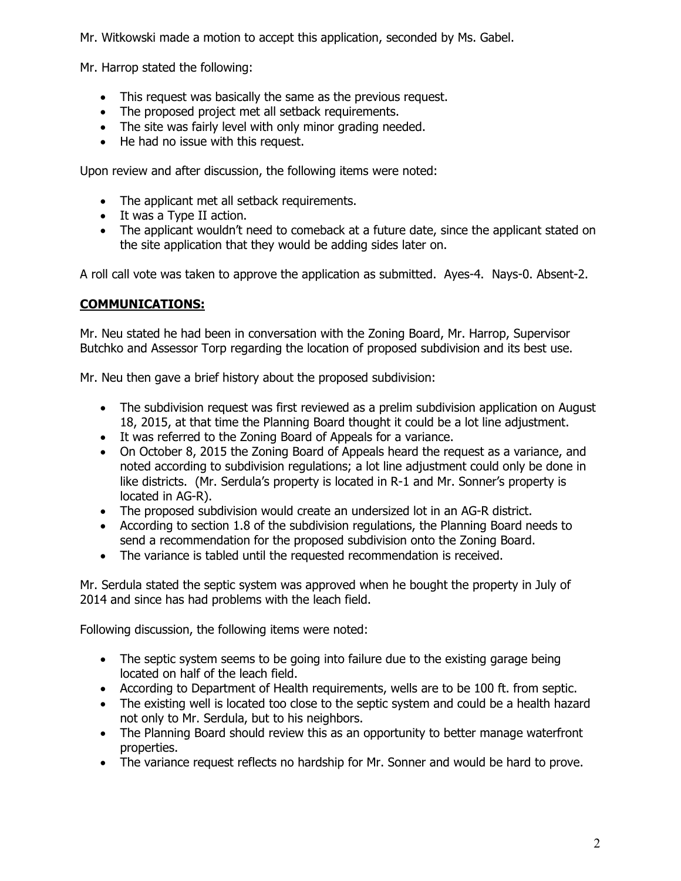Mr. Witkowski made a motion to accept this application, seconded by Ms. Gabel.

Mr. Harrop stated the following:

- This request was basically the same as the previous request.
- The proposed project met all setback requirements.
- The site was fairly level with only minor grading needed.
- He had no issue with this request.

Upon review and after discussion, the following items were noted:

- The applicant met all setback requirements.
- It was a Type II action.
- The applicant wouldn't need to comeback at a future date, since the applicant stated on the site application that they would be adding sides later on.

A roll call vote was taken to approve the application as submitted. Ayes-4. Nays-0. Absent-2.

## **COMMUNICATIONS:**

Mr. Neu stated he had been in conversation with the Zoning Board, Mr. Harrop, Supervisor Butchko and Assessor Torp regarding the location of proposed subdivision and its best use.

Mr. Neu then gave a brief history about the proposed subdivision:

- The subdivision request was first reviewed as a prelim subdivision application on August 18, 2015, at that time the Planning Board thought it could be a lot line adjustment.
- It was referred to the Zoning Board of Appeals for a variance.
- On October 8, 2015 the Zoning Board of Appeals heard the request as a variance, and noted according to subdivision regulations; a lot line adjustment could only be done in like districts. (Mr. Serdula's property is located in R-1 and Mr. Sonner's property is located in AG-R).
- The proposed subdivision would create an undersized lot in an AG-R district.
- According to section 1.8 of the subdivision regulations, the Planning Board needs to send a recommendation for the proposed subdivision onto the Zoning Board.
- The variance is tabled until the requested recommendation is received.

Mr. Serdula stated the septic system was approved when he bought the property in July of 2014 and since has had problems with the leach field.

Following discussion, the following items were noted:

- The septic system seems to be going into failure due to the existing garage being located on half of the leach field.
- According to Department of Health requirements, wells are to be 100 ft. from septic.
- The existing well is located too close to the septic system and could be a health hazard not only to Mr. Serdula, but to his neighbors.
- The Planning Board should review this as an opportunity to better manage waterfront properties.
- The variance request reflects no hardship for Mr. Sonner and would be hard to prove.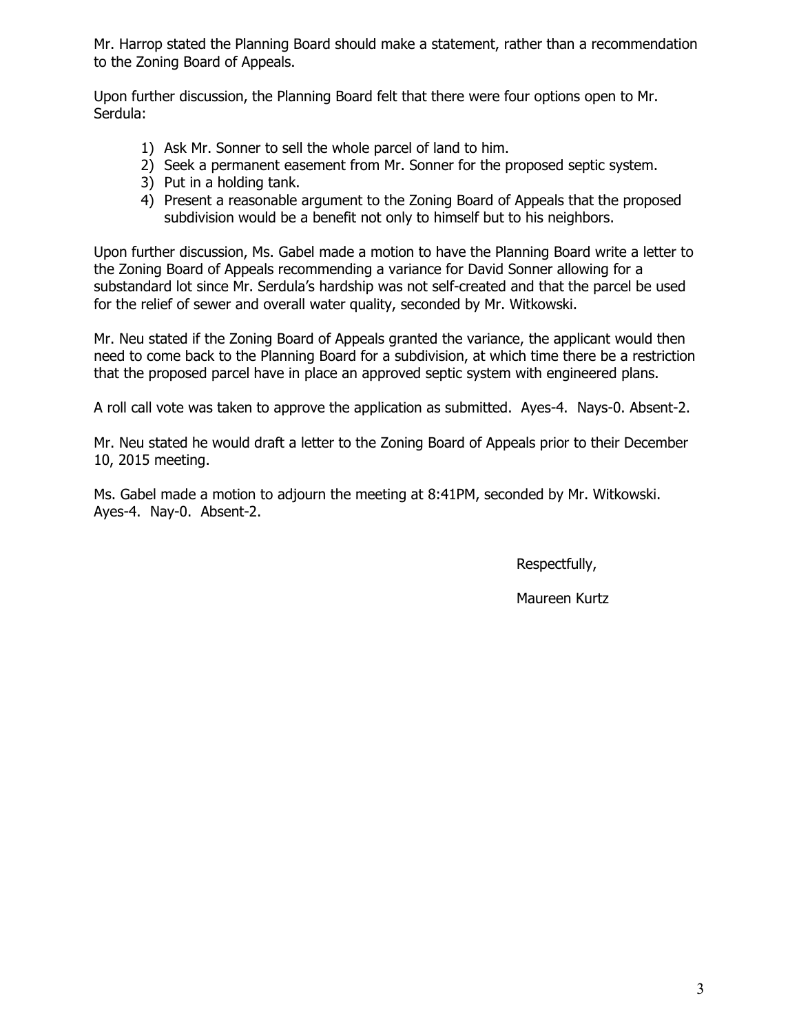Mr. Harrop stated the Planning Board should make a statement, rather than a recommendation to the Zoning Board of Appeals.

Upon further discussion, the Planning Board felt that there were four options open to Mr. Serdula:

1) Ask Mr. Sonner to sell the whole parcel of land to him.
2) Seek a permanent easement from Mr. Sonner for the proposed septic system.
3) Put in a holding tank.
4) Present a reasonable argument to the Zoning Board of Appeals that the proposed subdivision would be a benefit not only to himself but to his neighbors.

Upon further discussion, Ms. Gabel made a motion to have the Planning Board write a letter to the Zoning Board of Appeals recommending a variance for David Sonner allowing for a substandard lot since Mr. Serdula's hardship was not self-created and that the parcel be used for the relief of sewer and overall water quality, seconded by Mr. Witkowski.

Mr. Neu stated if the Zoning Board of Appeals granted the variance, the applicant would then need to come back to the Planning Board for a subdivision, at which time there be a restriction that the proposed parcel have in place an approved septic system with engineered plans.

A roll call vote was taken to approve the application as submitted. Ayes-4. Nays-0. Absent-2.

Mr. Neu stated he would draft a letter to the Zoning Board of Appeals prior to their December 10, 2015 meeting.

Ms. Gabel made a motion to adjourn the meeting at 8:41PM, seconded by Mr. Witkowski. Ayes-4. Nay-0. Absent-2.

Respectfully,

Maureen Kurtz